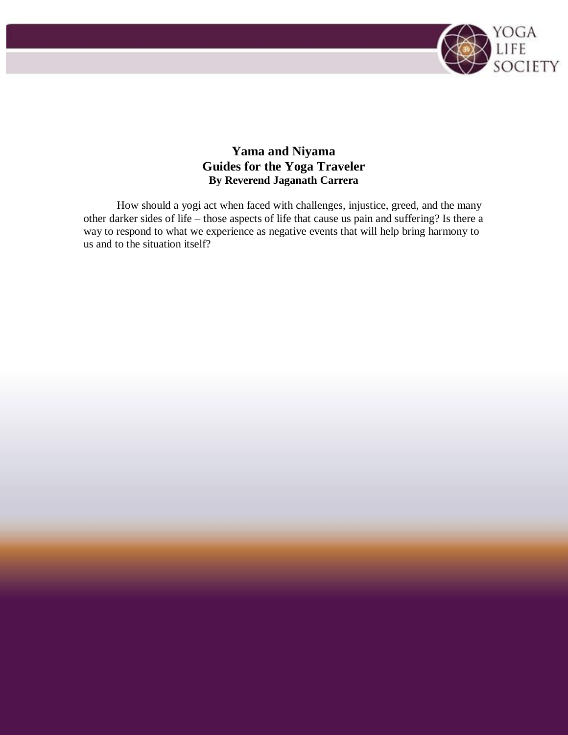# Yama and Niyama

## Guides for the Yoga Traveler

**By Reverend Jaganath Carrera**

How should a yogi act when faced with challenges, injustice, greed, and the many other darker sides of life – those aspects of life that cause us pain and suffering? Is there a way to respond to what we experience as negative events that will help bring harmony to us and to the situation itself?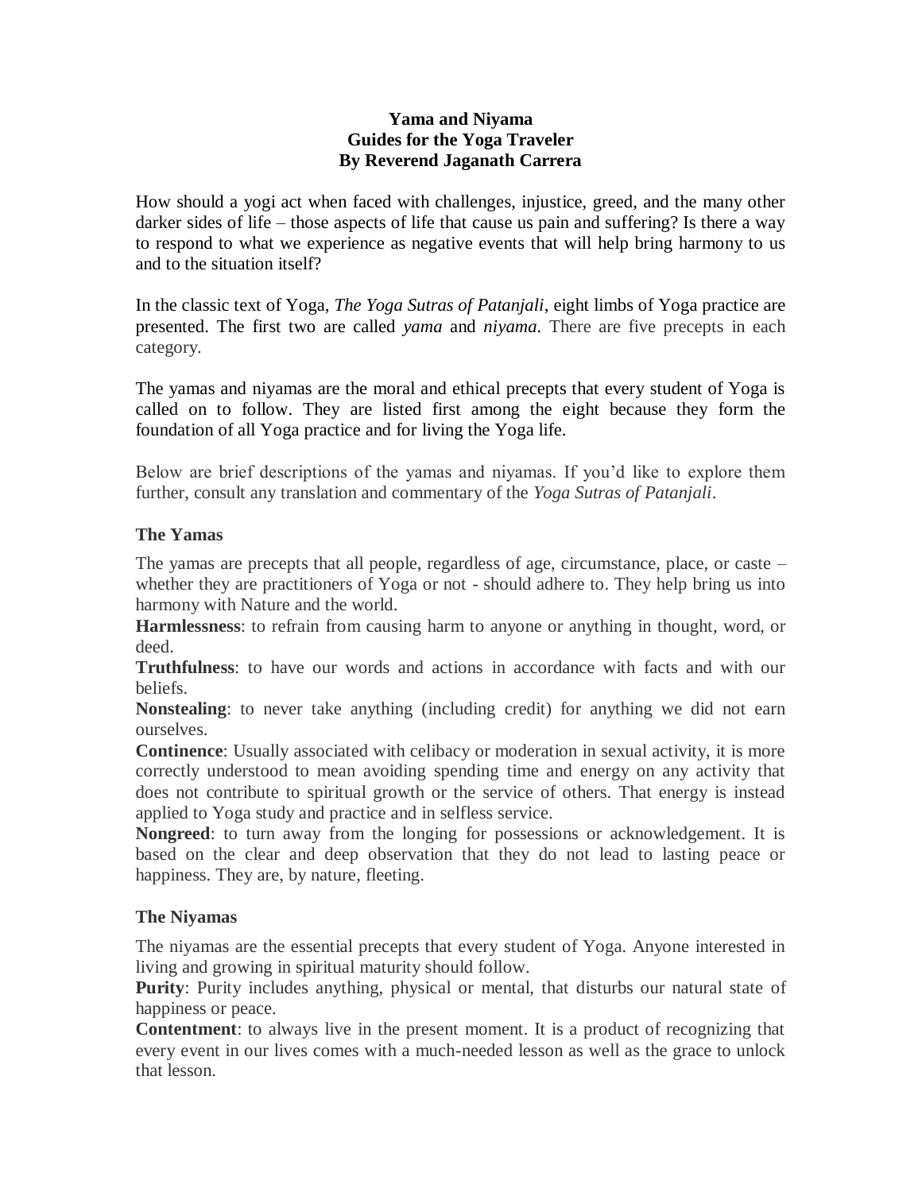**Yama and Niyama**
**Guides for the Yoga Traveler**
**By Reverend Jaganath Carrera**

How should a yogi act when faced with challenges, injustice, greed, and the many other darker sides of life – those aspects of life that cause us pain and suffering? Is there a way to respond to what we experience as negative events that will help bring harmony to us and to the situation itself?

In the classic text of Yoga, *The Yoga Sutras of Patanjali*, eight limbs of Yoga practice are presented. The first two are called *yama* and *niyama*. There are five precepts in each category.

The yamas and niyamas are the moral and ethical precepts that every student of Yoga is called on to follow. They are listed first among the eight because they form the foundation of all Yoga practice and for living the Yoga life.

Below are brief descriptions of the yamas and niyamas. If you'd like to explore them further, consult any translation and commentary of the *Yoga Sutras of Patanjali*.

### The Yamas

The yamas are precepts that all people, regardless of age, circumstance, place, or caste – whether they are practitioners of Yoga or not - should adhere to. They help bring us into harmony with Nature and the world.

**Harmlessness**: to refrain from causing harm to anyone or anything in thought, word, or deed.

**Truthfulness**: to have our words and actions in accordance with facts and with our beliefs.

**Nonstealing**: to never take anything (including credit) for anything we did not earn ourselves.

**Continence**: Usually associated with celibacy or moderation in sexual activity, it is more correctly understood to mean avoiding spending time and energy on any activity that does not contribute to spiritual growth or the service of others. That energy is instead applied to Yoga study and practice and in selfless service.

**Nongreed**: to turn away from the longing for possessions or acknowledgement. It is based on the clear and deep observation that they do not lead to lasting peace or happiness. They are, by nature, fleeting.

### The Niyamas

The niyamas are the essential precepts that every student of Yoga. Anyone interested in living and growing in spiritual maturity should follow.

**Purity**: Purity includes anything, physical or mental, that disturbs our natural state of happiness or peace.

**Contentment**: to always live in the present moment. It is a product of recognizing that every event in our lives comes with a much-needed lesson as well as the grace to unlock that lesson.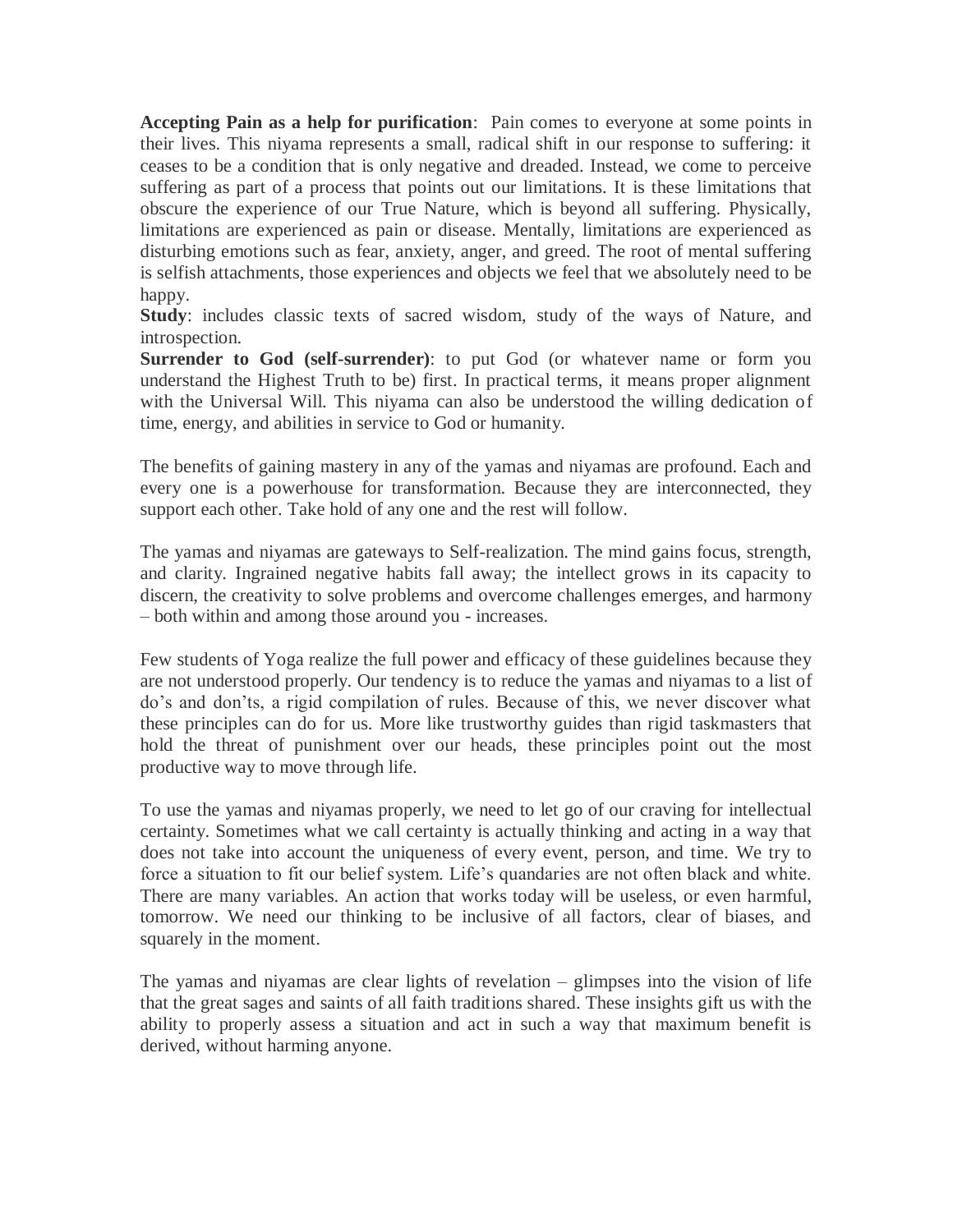**Accepting Pain as a help for purification**: Pain comes to everyone at some points in their lives. This niyama represents a small, radical shift in our response to suffering: it ceases to be a condition that is only negative and dreaded. Instead, we come to perceive suffering as part of a process that points out our limitations. It is these limitations that obscure the experience of our True Nature, which is beyond all suffering. Physically, limitations are experienced as pain or disease. Mentally, limitations are experienced as disturbing emotions such as fear, anxiety, anger, and greed. The root of mental suffering is selfish attachments, those experiences and objects we feel that we absolutely need to be happy.

**Study**: includes classic texts of sacred wisdom, study of the ways of Nature, and introspection.

**Surrender to God (self-surrender)**: to put God (or whatever name or form you understand the Highest Truth to be) first. In practical terms, it means proper alignment with the Universal Will. This niyama can also be understood the willing dedication of time, energy, and abilities in service to God or humanity.

The benefits of gaining mastery in any of the yamas and niyamas are profound. Each and every one is a powerhouse for transformation. Because they are interconnected, they support each other. Take hold of any one and the rest will follow.

The yamas and niyamas are gateways to Self-realization. The mind gains focus, strength, and clarity. Ingrained negative habits fall away; the intellect grows in its capacity to discern, the creativity to solve problems and overcome challenges emerges, and harmony – both within and among those around you - increases.

Few students of Yoga realize the full power and efficacy of these guidelines because they are not understood properly. Our tendency is to reduce the yamas and niyamas to a list of do's and don'ts, a rigid compilation of rules. Because of this, we never discover what these principles can do for us. More like trustworthy guides than rigid taskmasters that hold the threat of punishment over our heads, these principles point out the most productive way to move through life.

To use the yamas and niyamas properly, we need to let go of our craving for intellectual certainty. Sometimes what we call certainty is actually thinking and acting in a way that does not take into account the uniqueness of every event, person, and time. We try to force a situation to fit our belief system. Life's quandaries are not often black and white. There are many variables. An action that works today will be useless, or even harmful, tomorrow. We need our thinking to be inclusive of all factors, clear of biases, and squarely in the moment.

The yamas and niyamas are clear lights of revelation – glimpses into the vision of life that the great sages and saints of all faith traditions shared. These insights gift us with the ability to properly assess a situation and act in such a way that maximum benefit is derived, without harming anyone.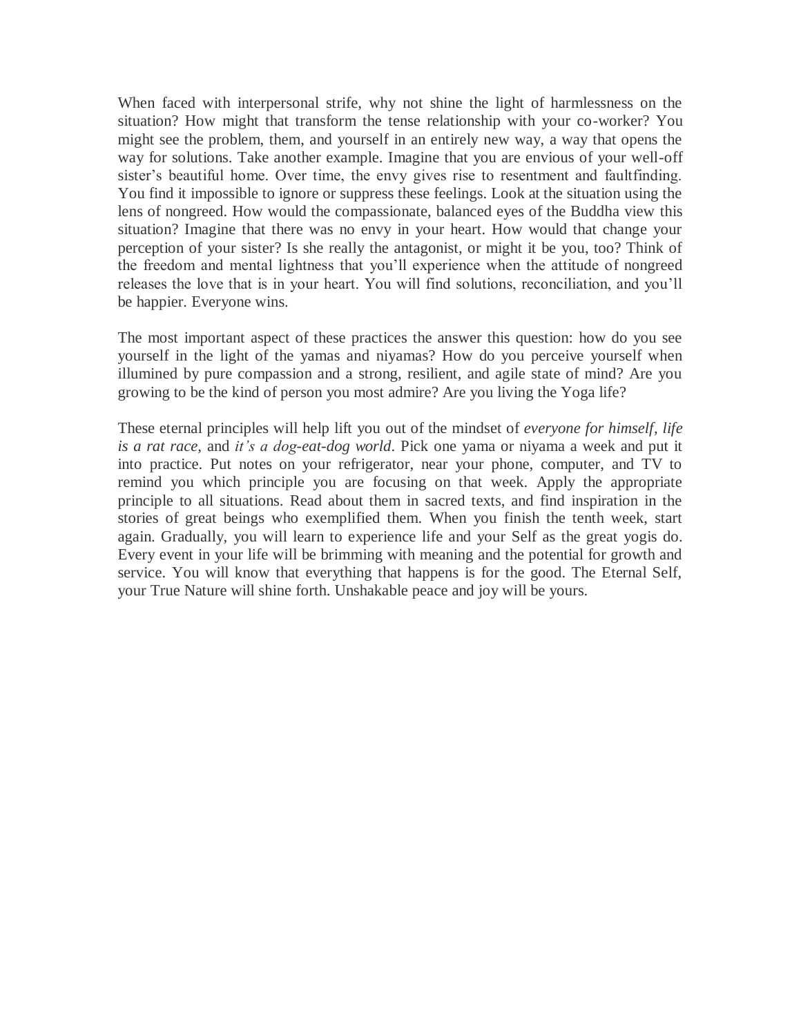When faced with interpersonal strife, why not shine the light of harmlessness on the situation? How might that transform the tense relationship with your co-worker? You might see the problem, them, and yourself in an entirely new way, a way that opens the way for solutions. Take another example. Imagine that you are envious of your well-off sister's beautiful home. Over time, the envy gives rise to resentment and faultfinding. You find it impossible to ignore or suppress these feelings. Look at the situation using the lens of nongreed. How would the compassionate, balanced eyes of the Buddha view this situation? Imagine that there was no envy in your heart. How would that change your perception of your sister? Is she really the antagonist, or might it be you, too? Think of the freedom and mental lightness that you'll experience when the attitude of nongreed releases the love that is in your heart. You will find solutions, reconciliation, and you'll be happier. Everyone wins.

The most important aspect of these practices the answer this question: how do you see yourself in the light of the yamas and niyamas? How do you perceive yourself when illumined by pure compassion and a strong, resilient, and agile state of mind? Are you growing to be the kind of person you most admire? Are you living the Yoga life?

These eternal principles will help lift you out of the mindset of *everyone for himself, life is a rat race,* and *it's a dog-eat-dog world*. Pick one yama or niyama a week and put it into practice. Put notes on your refrigerator, near your phone, computer, and TV to remind you which principle you are focusing on that week. Apply the appropriate principle to all situations. Read about them in sacred texts, and find inspiration in the stories of great beings who exemplified them. When you finish the tenth week, start again. Gradually, you will learn to experience life and your Self as the great yogis do. Every event in your life will be brimming with meaning and the potential for growth and service. You will know that everything that happens is for the good. The Eternal Self, your True Nature will shine forth. Unshakable peace and joy will be yours.